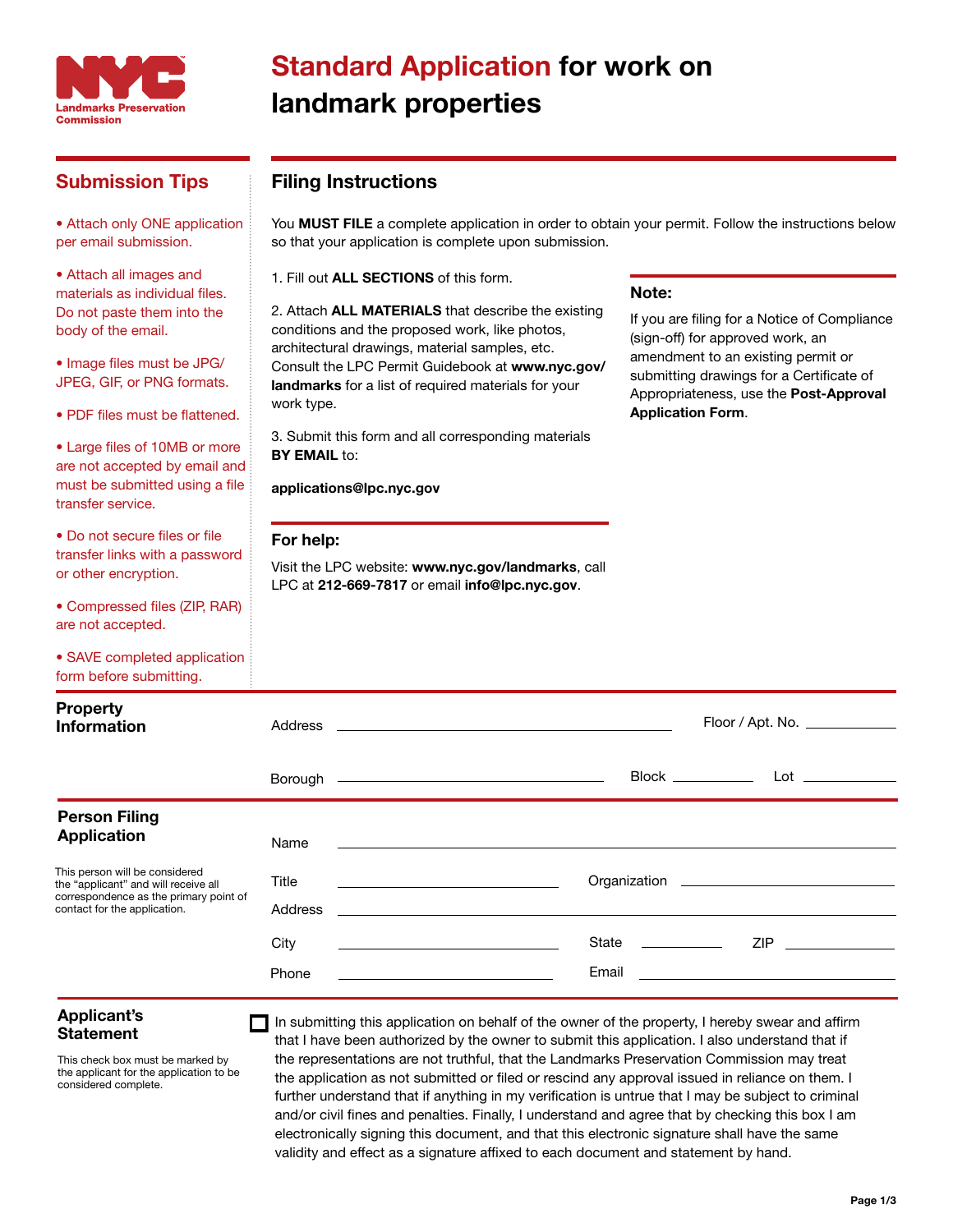NYC Landmarks Preservation Commission

# Standard Application for work on landmark properties

## Submission Tips

- Attach only ONE application per email submission.
- Attach all images and materials as individual files. Do not paste them into the body of the email.
- Image files must be JPG/JPEG, GIF, or PNG formats.
- PDF files must be flattened.
- Large files of 10MB or more are not accepted by email and must be submitted using a file transfer service.
- Do not secure files or file transfer links with a password or other encryption.
- Compressed files (ZIP, RAR) are not accepted.
- SAVE completed application form before submitting.

## Filing Instructions

You **MUST FILE** a complete application in order to obtain your permit. Follow the instructions below so that your application is complete upon submission.

1. Fill out **ALL SECTIONS** of this form.

2. Attach **ALL MATERIALS** that describe the existing conditions and the proposed work, like photos, architectural drawings, material samples, etc. Consult the LPC Permit Guidebook at **www.nyc.gov/landmarks** for a list of required materials for your work type.

3. Submit this form and all corresponding materials **BY EMAIL** to:

**applications@lpc.nyc.gov**

### Note:

If you are filing for a Notice of Compliance (sign-off) for approved work, an amendment to an existing permit or submitting drawings for a Certificate of Appropriateness, use the **Post-Approval Application Form**.

### For help:

Visit the LPC website: **www.nyc.gov/landmarks**, call LPC at **212-669-7817** or email **info@lpc.nyc.gov**.

## Property Information

Address ______________________ Floor / Apt. No. __________

Borough ______________________ Block __________ Lot __________

## Person Filing Application

This person will be considered the "applicant" and will receive all correspondence as the primary point of contact for the application.

Name ______________________

Title ______________________ Organization ______________________

Address ______________________

City ______________________ State __________ ZIP __________

Phone ______________________ Email ______________________

## Applicant's Statement

This check box must be marked by the applicant for the application to be considered complete.

☐ In submitting this application on behalf of the owner of the property, I hereby swear and affirm that I have been authorized by the owner to submit this application. I also understand that if the representations are not truthful, that the Landmarks Preservation Commission may treat the application as not submitted or filed or rescind any approval issued in reliance on them. I further understand that if anything in my verification is untrue that I may be subject to criminal and/or civil fines and penalties. Finally, I understand and agree that by checking this box I am electronically signing this document, and that this electronic signature shall have the same validity and effect as a signature affixed to each document and statement by hand.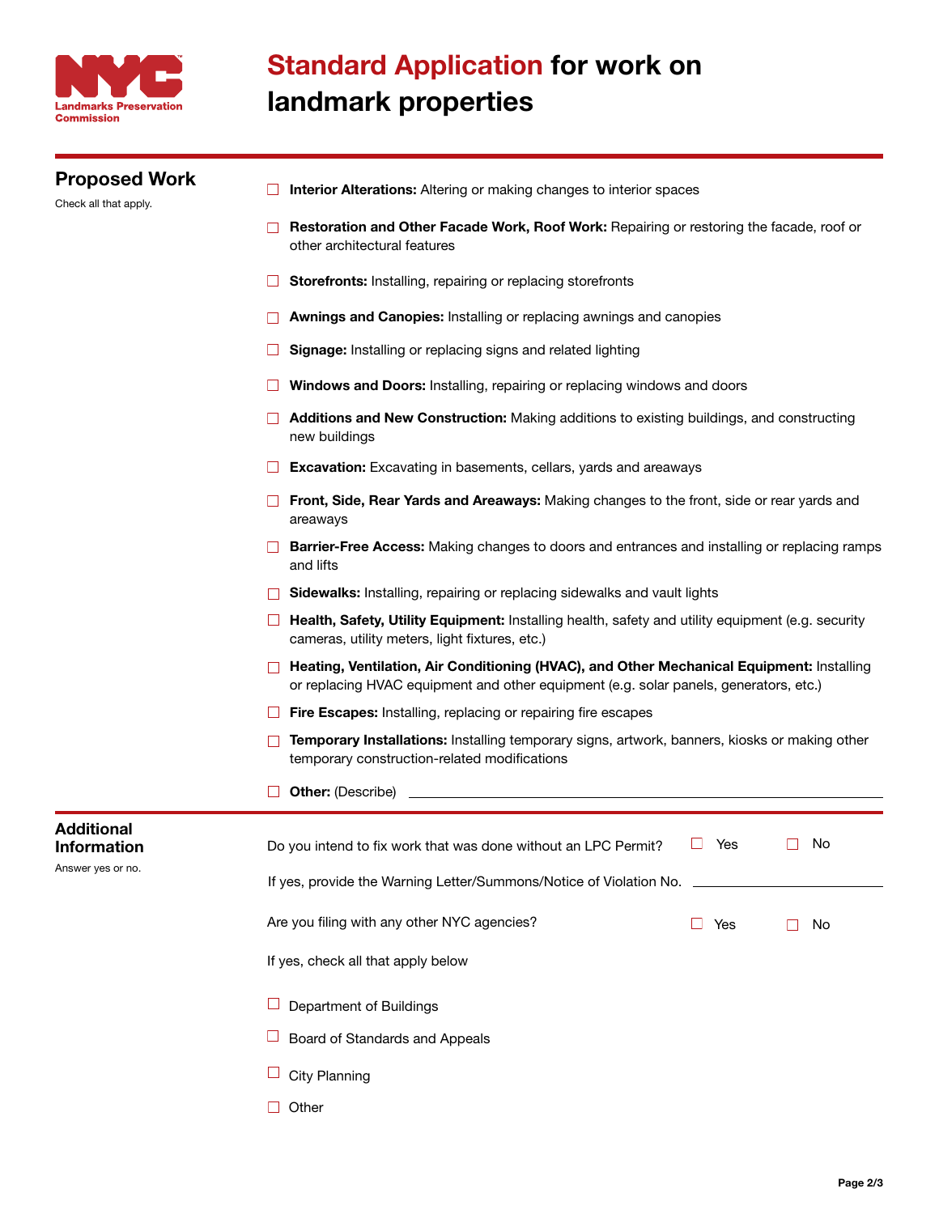# Standard Application for work on landmark properties

Landmarks Preservation Commission

## Proposed Work

Check all that apply.

- ☐ **Interior Alterations:** Altering or making changes to interior spaces
- ☐ **Restoration and Other Facade Work, Roof Work:** Repairing or restoring the facade, roof or other architectural features
- ☐ **Storefronts:** Installing, repairing or replacing storefronts
- ☐ **Awnings and Canopies:** Installing or replacing awnings and canopies
- ☐ **Signage:** Installing or replacing signs and related lighting
- ☐ **Windows and Doors:** Installing, repairing or replacing windows and doors
- ☐ **Additions and New Construction:** Making additions to existing buildings, and constructing new buildings
- ☐ **Excavation:** Excavating in basements, cellars, yards and areaways
- ☐ **Front, Side, Rear Yards and Areaways:** Making changes to the front, side or rear yards and areaways
- ☐ **Barrier-Free Access:** Making changes to doors and entrances and installing or replacing ramps and lifts
- ☐ **Sidewalks:** Installing, repairing or replacing sidewalks and vault lights
- ☐ **Health, Safety, Utility Equipment:** Installing health, safety and utility equipment (e.g. security cameras, utility meters, light fixtures, etc.)
- ☐ **Heating, Ventilation, Air Conditioning (HVAC), and Other Mechanical Equipment:** Installing or replacing HVAC equipment and other equipment (e.g. solar panels, generators, etc.)
- ☐ **Fire Escapes:** Installing, replacing or repairing fire escapes
- ☐ **Temporary Installations:** Installing temporary signs, artwork, banners, kiosks or making other temporary construction-related modifications
- ☐ **Other:** (Describe) ______________________________

## Additional Information

Answer yes or no.

Do you intend to fix work that was done without an LPC Permit? ☐ Yes ☐ No

If yes, provide the Warning Letter/Summons/Notice of Violation No. ______________________________

Are you filing with any other NYC agencies? ☐ Yes ☐ No

If yes, check all that apply below

- ☐ Department of Buildings
- ☐ Board of Standards and Appeals
- ☐ City Planning
- ☐ Other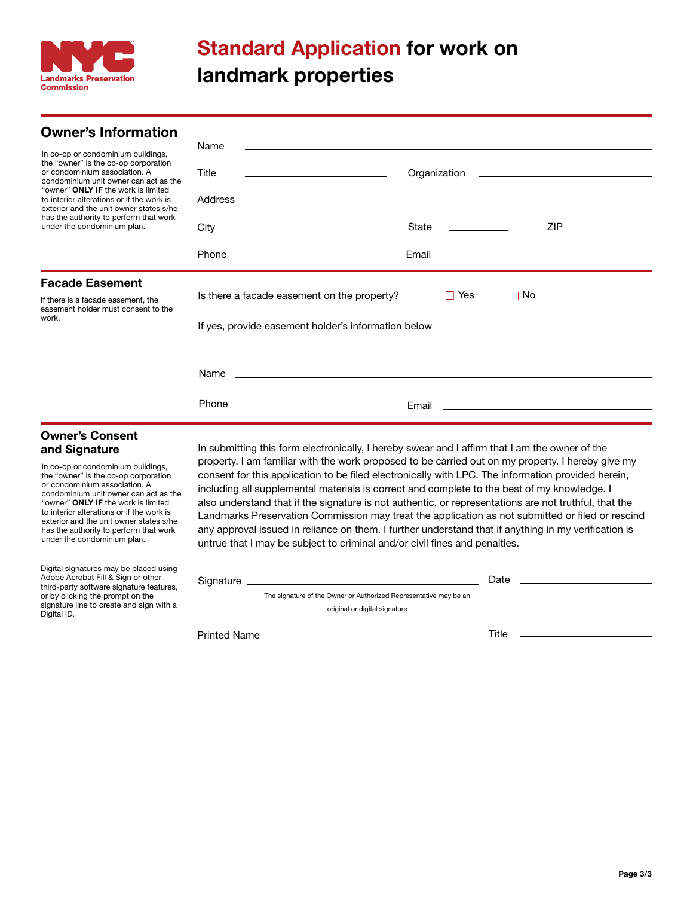NYC Landmarks Preservation Commission

# Standard Application for work on landmark properties

## Owner's Information

In co-op or condominium buildings, the "owner" is the co-op corporation or condominium association. A condominium unit owner can act as the "owner" **ONLY IF** the work is limited to interior alterations or if the work is exterior and the unit owner states s/he has the authority to perform that work under the condominium plan.

Name ______________________________

Title ______________ Organization ______________

Address ______________________________

City ______________ State ________ ZIP ________

Phone ______________ Email ______________

## Facade Easement

If there is a facade easement, the easement holder must consent to the work.

Is there a facade easement on the property? ☐ Yes ☐ No

If yes, provide easement holder's information below

Name ______________________________

Phone ______________ Email ______________

## Owner's Consent and Signature

In co-op or condominium buildings, the "owner" is the co-op corporation or condominium association. A condominium unit owner can act as the "owner" **ONLY IF** the work is limited to interior alterations or if the work is exterior and the unit owner states s/he has the authority to perform that work under the condominium plan.

Digital signatures may be placed using Adobe Acrobat Fill & Sign or other third-party software signature features, or by clicking the prompt on the signature line to create and sign with a Digital ID.

In submitting this form electronically, I hereby swear and I affirm that I am the owner of the property. I am familiar with the work proposed to be carried out on my property. I hereby give my consent for this application to be filed electronically with LPC. The information provided herein, including all supplemental materials is correct and complete to the best of my knowledge. I also understand that if the signature is not authentic, or representations are not truthful, that the Landmarks Preservation Commission may treat the application as not submitted or filed or rescind any approval issued in reliance on them. I further understand that if anything in my verification is untrue that I may be subject to criminal and/or civil fines and penalties.

Signature ______________________________ Date ______________

The signature of the Owner or Authorized Representative may be an original or digital signature

Printed Name ______________________________ Title ______________